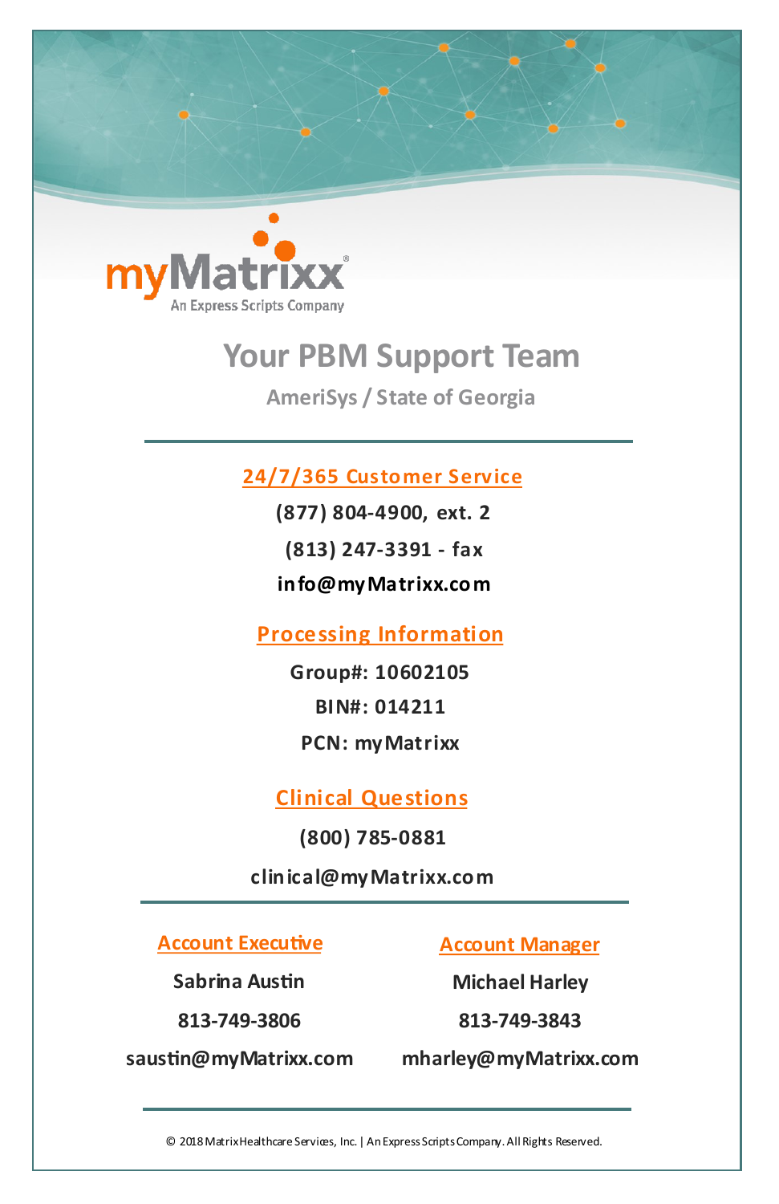myMatrixx®
An Express Scripts Company

# Your PBM Support Team

## AmeriSys / State of Georgia

### 24/7/365 Customer Service

**(877) 804-4900, ext. 2**

**(813) 247-3391 - fax**

**info@myMatrixx.com**

### Processing Information

**Group#: 10602105**

**BIN#: 014211**

**PCN: myMatrixx**

### Clinical Questions

**(800) 785-0881**

**clinical@myMatrixx.com**

### Account Executive

**Sabrina Austin**

**813-749-3806**

**saustin@myMatrixx.com**

### Account Manager

**Michael Harley**

**813-749-3843**

**mharley@myMatrixx.com**

© 2018 Matrix Healthcare Services, Inc. | An Express Scripts Company. All Rights Reserved.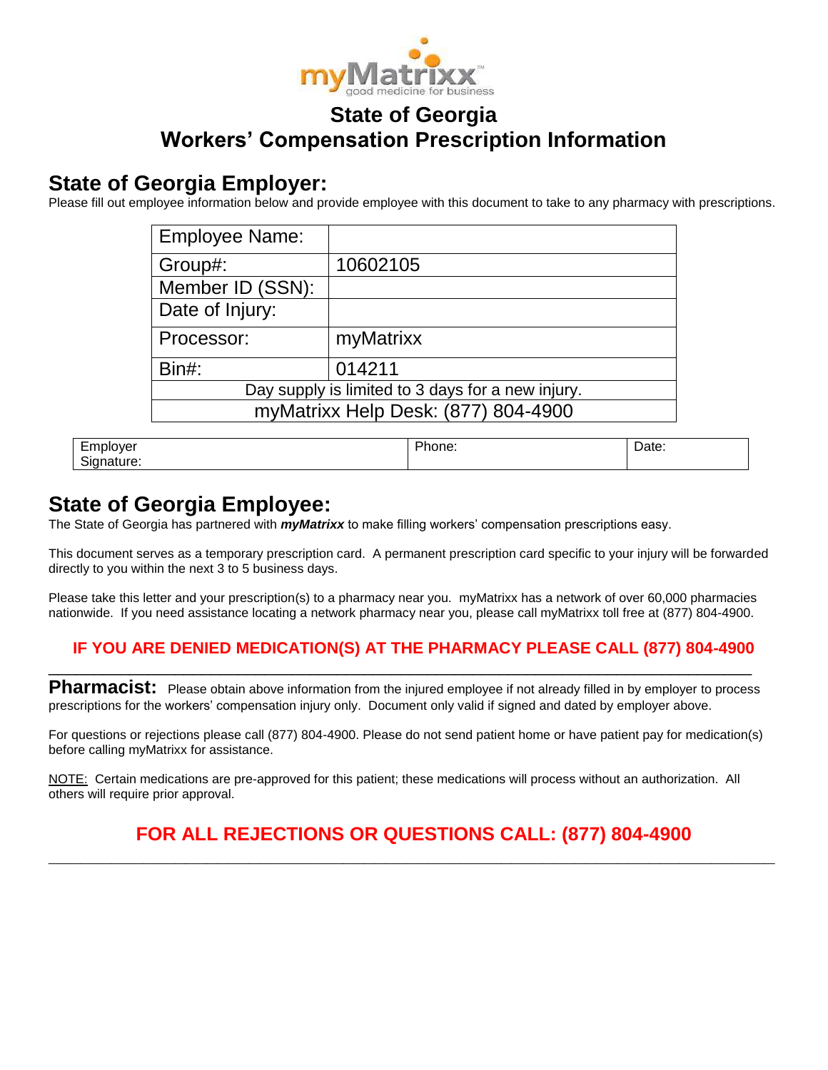myMatrix
good medicine for business

# State of Georgia
# Workers' Compensation Prescription Information

## State of Georgia Employer:

Please fill out employee information below and provide employee with this document to take to any pharmacy with prescriptions.

| | |
|---|---|
| Employee Name: | |
| Group#: | 10602105 |
| Member ID (SSN): | |
| Date of Injury: | |
| Processor: | myMatrixx |
| Bin#: | 014211 |
| Day supply is limited to 3 days for a new injury. | |
| myMatrixx Help Desk: (877) 804-4900 | |

| | | |
|---|---|---|
| Employer Signature: | Phone: | Date: |

## State of Georgia Employee:

The State of Georgia has partnered with ***myMatrixx*** to make filling workers' compensation prescriptions easy.

This document serves as a temporary prescription card. A permanent prescription card specific to your injury will be forwarded directly to you within the next 3 to 5 business days.

Please take this letter and your prescription(s) to a pharmacy near you. myMatrixx has a network of over 60,000 pharmacies nationwide. If you need assistance locating a network pharmacy near you, please call myMatrixx toll free at (877) 804-4900.

**IF YOU ARE DENIED MEDICATION(S) AT THE PHARMACY PLEASE CALL (877) 804-4900**

**Pharmacist:** Please obtain above information from the injured employee if not already filled in by employer to process prescriptions for the workers' compensation injury only. Document only valid if signed and dated by employer above.

For questions or rejections please call (877) 804-4900. Please do not send patient home or have patient pay for medication(s) before calling myMatrixx for assistance.

NOTE: Certain medications are pre-approved for this patient; these medications will process without an authorization. All others will require prior approval.

**FOR ALL REJECTIONS OR QUESTIONS CALL: (877) 804-4900**